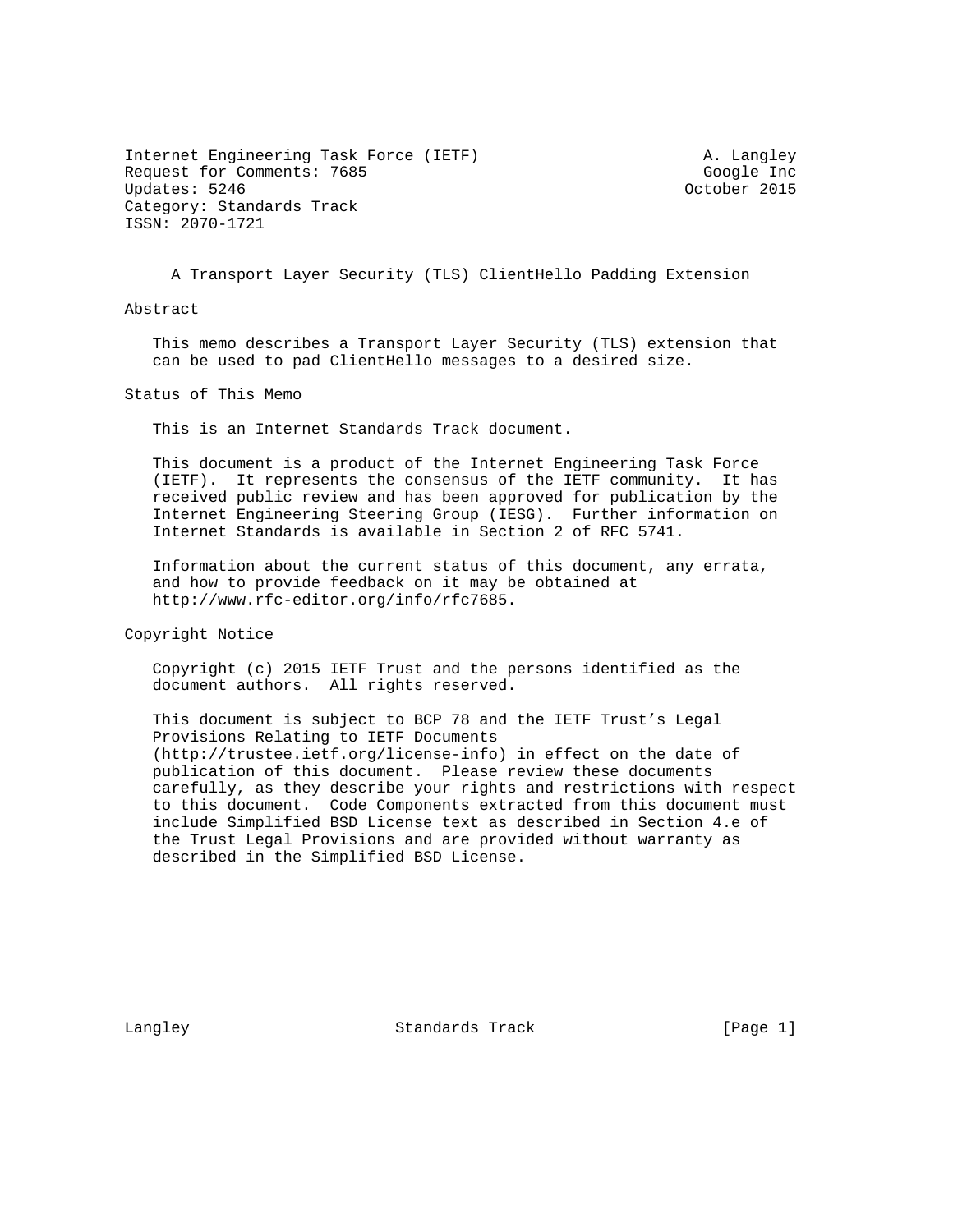Internet Engineering Task Force (IETF) A. Langley
Request for Comments: 7685 Google Inc
Updates: 5246 October 2015
Category: Standards Track
ISSN: 2070-1721

# A Transport Layer Security (TLS) ClientHello Padding Extension

## Abstract

This memo describes a Transport Layer Security (TLS) extension that can be used to pad ClientHello messages to a desired size.

## Status of This Memo

This is an Internet Standards Track document.

This document is a product of the Internet Engineering Task Force (IETF). It represents the consensus of the IETF community. It has received public review and has been approved for publication by the Internet Engineering Steering Group (IESG). Further information on Internet Standards is available in Section 2 of RFC 5741.

Information about the current status of this document, any errata, and how to provide feedback on it may be obtained at http://www.rfc-editor.org/info/rfc7685.

## Copyright Notice

Copyright (c) 2015 IETF Trust and the persons identified as the document authors. All rights reserved.

This document is subject to BCP 78 and the IETF Trust's Legal Provisions Relating to IETF Documents (http://trustee.ietf.org/license-info) in effect on the date of publication of this document. Please review these documents carefully, as they describe your rights and restrictions with respect to this document. Code Components extracted from this document must include Simplified BSD License text as described in Section 4.e of the Trust Legal Provisions and are provided without warranty as described in the Simplified BSD License.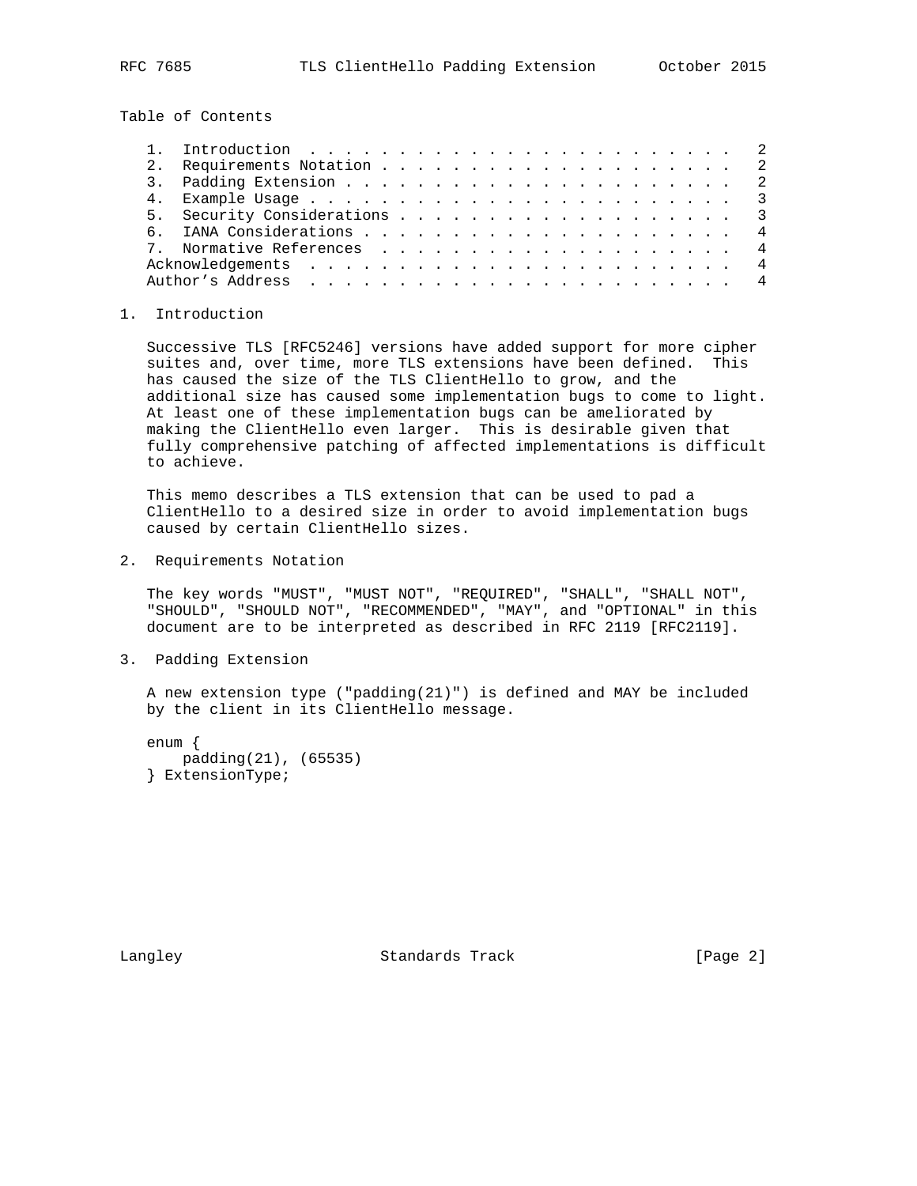Table of Contents

1. Introduction . . . . . . . . . . . . . . . . . . . . . . . . . 2
2. Requirements Notation . . . . . . . . . . . . . . . . . . . . . 2
3. Padding Extension . . . . . . . . . . . . . . . . . . . . . . . 2
4. Example Usage . . . . . . . . . . . . . . . . . . . . . . . . . 3
5. Security Considerations . . . . . . . . . . . . . . . . . . . . 3
6. IANA Considerations . . . . . . . . . . . . . . . . . . . . . . 4
7. Normative References . . . . . . . . . . . . . . . . . . . . . 4

Acknowledgements . . . . . . . . . . . . . . . . . . . . . . . . . 4
Author's Address . . . . . . . . . . . . . . . . . . . . . . . . . 4

## 1. Introduction

Successive TLS [RFC5246] versions have added support for more cipher suites and, over time, more TLS extensions have been defined. This has caused the size of the TLS ClientHello to grow, and the additional size has caused some implementation bugs to come to light. At least one of these implementation bugs can be ameliorated by making the ClientHello even larger. This is desirable given that fully comprehensive patching of affected implementations is difficult to achieve.

This memo describes a TLS extension that can be used to pad a ClientHello to a desired size in order to avoid implementation bugs caused by certain ClientHello sizes.

## 2. Requirements Notation

The key words "MUST", "MUST NOT", "REQUIRED", "SHALL", "SHALL NOT", "SHOULD", "SHOULD NOT", "RECOMMENDED", "MAY", and "OPTIONAL" in this document are to be interpreted as described in RFC 2119 [RFC2119].

## 3. Padding Extension

A new extension type ("padding(21)") is defined and MAY be included by the client in its ClientHello message.

```
enum {
    padding(21), (65535)
} ExtensionType;
```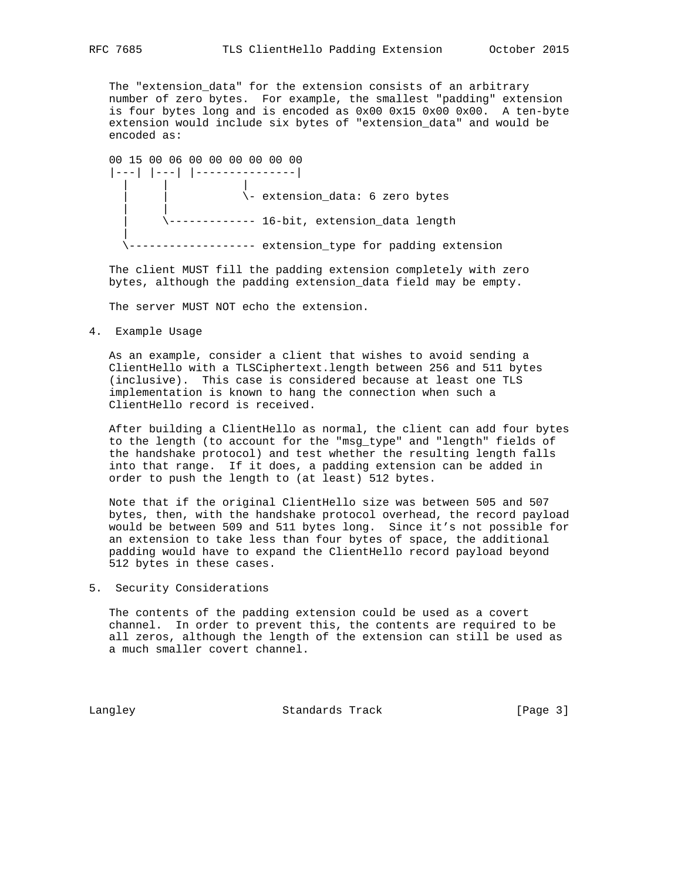The "extension_data" for the extension consists of an arbitrary number of zero bytes. For example, the smallest "padding" extension is four bytes long and is encoded as 0x00 0x15 0x00 0x00. A ten-byte extension would include six bytes of "extension_data" and would be encoded as:

```
00 15 00 06 00 00 00 00 00 00
|---| |---| |---------------|
  |     |           |
  |     |           \- extension_data: 6 zero bytes
  |     |
  |     \------------- 16-bit, extension_data length
  |
  \------------------- extension_type for padding extension
```

The client MUST fill the padding extension completely with zero bytes, although the padding extension_data field may be empty.

The server MUST NOT echo the extension.

## 4. Example Usage

As an example, consider a client that wishes to avoid sending a ClientHello with a TLSCiphertext.length between 256 and 511 bytes (inclusive). This case is considered because at least one TLS implementation is known to hang the connection when such a ClientHello record is received.

After building a ClientHello as normal, the client can add four bytes to the length (to account for the "msg_type" and "length" fields of the handshake protocol) and test whether the resulting length falls into that range. If it does, a padding extension can be added in order to push the length to (at least) 512 bytes.

Note that if the original ClientHello size was between 505 and 507 bytes, then, with the handshake protocol overhead, the record payload would be between 509 and 511 bytes long. Since it's not possible for an extension to take less than four bytes of space, the additional padding would have to expand the ClientHello record payload beyond 512 bytes in these cases.

## 5. Security Considerations

The contents of the padding extension could be used as a covert channel. In order to prevent this, the contents are required to be all zeros, although the length of the extension can still be used as a much smaller covert channel.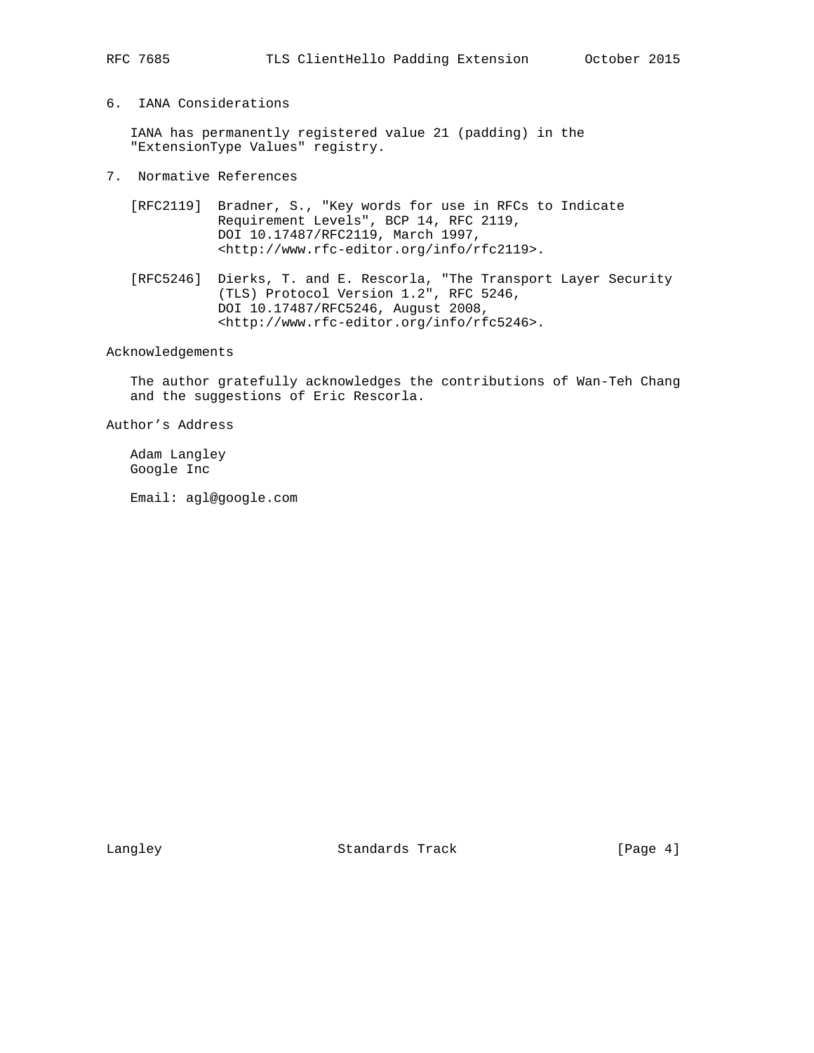## 6. IANA Considerations

IANA has permanently registered value 21 (padding) in the "ExtensionType Values" registry.

## 7. Normative References

[RFC2119] Bradner, S., "Key words for use in RFCs to Indicate Requirement Levels", BCP 14, RFC 2119, DOI 10.17487/RFC2119, March 1997, <http://www.rfc-editor.org/info/rfc2119>.

[RFC5246] Dierks, T. and E. Rescorla, "The Transport Layer Security (TLS) Protocol Version 1.2", RFC 5246, DOI 10.17487/RFC5246, August 2008, <http://www.rfc-editor.org/info/rfc5246>.

## Acknowledgements

The author gratefully acknowledges the contributions of Wan-Teh Chang and the suggestions of Eric Rescorla.

## Author's Address

Adam Langley
Google Inc

Email: agl@google.com